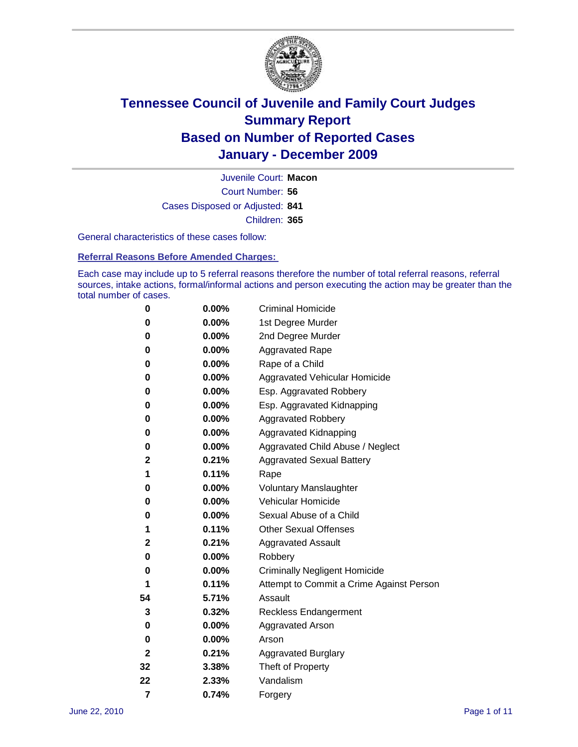# Tennessee Council of Juvenile and Family Court Judges
## Summary Report
## Based on Number of Reported Cases
## January - December 2009

Juvenile Court: **Macon**
Court Number: **56**
Cases Disposed or Adjusted: **841**
Children: **365**

General characteristics of these cases follow:

**Referral Reasons Before Amended Charges:**

Each case may include up to 5 referral reasons therefore the number of total referral reasons, referral sources, intake actions, formal/informal actions and person executing the action may be greater than the total number of cases.

| | | |
|---|---|---|
| 0 | 0.00% | Criminal Homicide |
| 0 | 0.00% | 1st Degree Murder |
| 0 | 0.00% | 2nd Degree Murder |
| 0 | 0.00% | Aggravated Rape |
| 0 | 0.00% | Rape of a Child |
| 0 | 0.00% | Aggravated Vehicular Homicide |
| 0 | 0.00% | Esp. Aggravated Robbery |
| 0 | 0.00% | Esp. Aggravated Kidnapping |
| 0 | 0.00% | Aggravated Robbery |
| 0 | 0.00% | Aggravated Kidnapping |
| 0 | 0.00% | Aggravated Child Abuse / Neglect |
| 2 | 0.21% | Aggravated Sexual Battery |
| 1 | 0.11% | Rape |
| 0 | 0.00% | Voluntary Manslaughter |
| 0 | 0.00% | Vehicular Homicide |
| 0 | 0.00% | Sexual Abuse of a Child |
| 1 | 0.11% | Other Sexual Offenses |
| 2 | 0.21% | Aggravated Assault |
| 0 | 0.00% | Robbery |
| 0 | 0.00% | Criminally Negligent Homicide |
| 1 | 0.11% | Attempt to Commit a Crime Against Person |
| 54 | 5.71% | Assault |
| 3 | 0.32% | Reckless Endangerment |
| 0 | 0.00% | Aggravated Arson |
| 0 | 0.00% | Arson |
| 2 | 0.21% | Aggravated Burglary |
| 32 | 3.38% | Theft of Property |
| 22 | 2.33% | Vandalism |
| 7 | 0.74% | Forgery |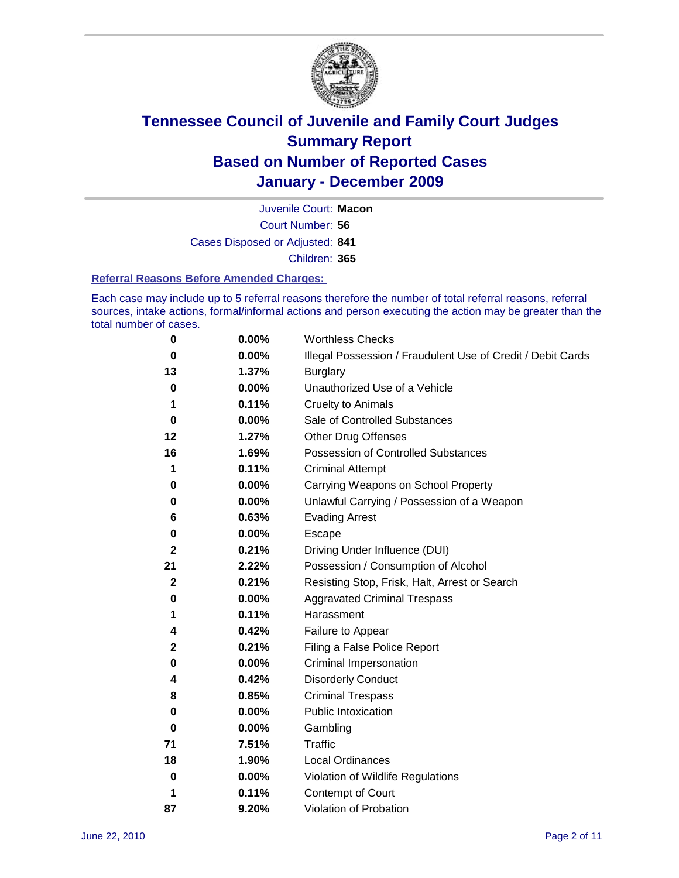# Tennessee Council of Juvenile and Family Court Judges Summary Report Based on Number of Reported Cases January - December 2009

Juvenile Court: **Macon**

Court Number: **56**

Cases Disposed or Adjusted: **841**

Children: **365**

**Referral Reasons Before Amended Charges:**

Each case may include up to 5 referral reasons therefore the number of total referral reasons, referral sources, intake actions, formal/informal actions and person executing the action may be greater than the total number of cases.

| | | |
|---|---|---|
| 0 | 0.00% | Worthless Checks |
| 0 | 0.00% | Illegal Possession / Fraudulent Use of Credit / Debit Cards |
| 13 | 1.37% | Burglary |
| 0 | 0.00% | Unauthorized Use of a Vehicle |
| 1 | 0.11% | Cruelty to Animals |
| 0 | 0.00% | Sale of Controlled Substances |
| 12 | 1.27% | Other Drug Offenses |
| 16 | 1.69% | Possession of Controlled Substances |
| 1 | 0.11% | Criminal Attempt |
| 0 | 0.00% | Carrying Weapons on School Property |
| 0 | 0.00% | Unlawful Carrying / Possession of a Weapon |
| 6 | 0.63% | Evading Arrest |
| 0 | 0.00% | Escape |
| 2 | 0.21% | Driving Under Influence (DUI) |
| 21 | 2.22% | Possession / Consumption of Alcohol |
| 2 | 0.21% | Resisting Stop, Frisk, Halt, Arrest or Search |
| 0 | 0.00% | Aggravated Criminal Trespass |
| 1 | 0.11% | Harassment |
| 4 | 0.42% | Failure to Appear |
| 2 | 0.21% | Filing a False Police Report |
| 0 | 0.00% | Criminal Impersonation |
| 4 | 0.42% | Disorderly Conduct |
| 8 | 0.85% | Criminal Trespass |
| 0 | 0.00% | Public Intoxication |
| 0 | 0.00% | Gambling |
| 71 | 7.51% | Traffic |
| 18 | 1.90% | Local Ordinances |
| 0 | 0.00% | Violation of Wildlife Regulations |
| 1 | 0.11% | Contempt of Court |
| 87 | 9.20% | Violation of Probation |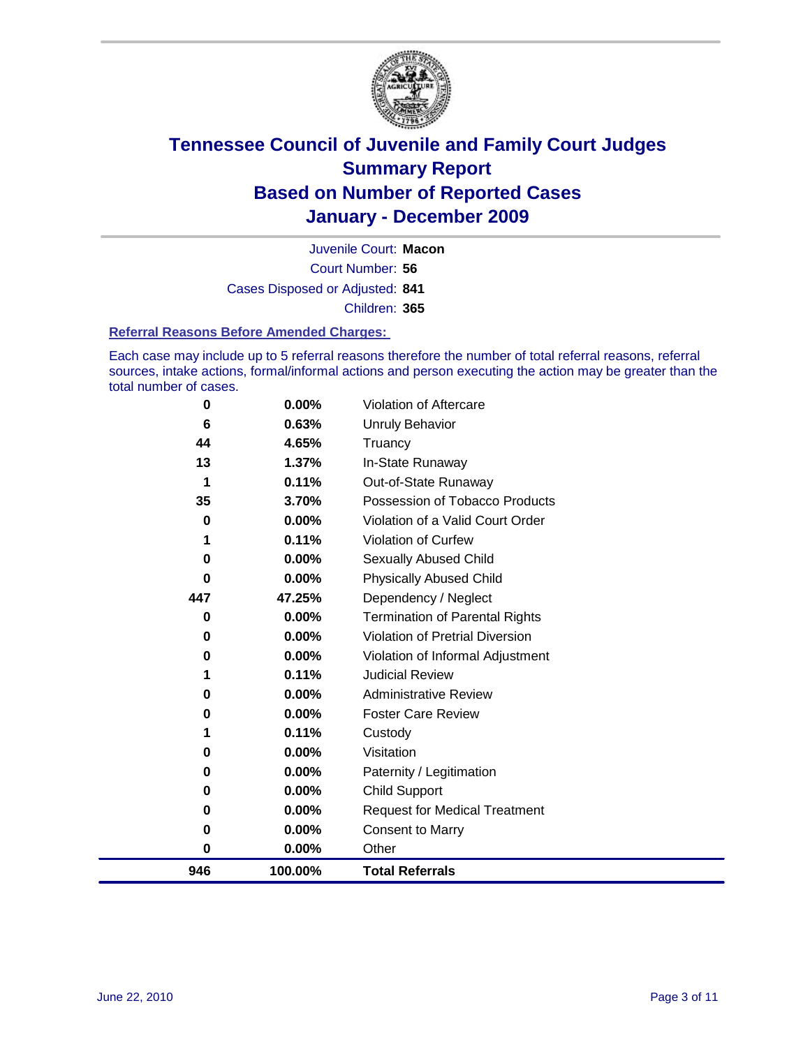# Tennessee Council of Juvenile and Family Court Judges
## Summary Report
## Based on Number of Reported Cases
## January - December 2009

Juvenile Court: **Macon**

Court Number: **56**

Cases Disposed or Adjusted: **841**

Children: **365**

### Referral Reasons Before Amended Charges:

Each case may include up to 5 referral reasons therefore the number of total referral reasons, referral sources, intake actions, formal/informal actions and person executing the action may be greater than the total number of cases.

| | | |
|---|---|---|
| 0 | 0.00% | Violation of Aftercare |
| 6 | 0.63% | Unruly Behavior |
| 44 | 4.65% | Truancy |
| 13 | 1.37% | In-State Runaway |
| 1 | 0.11% | Out-of-State Runaway |
| 35 | 3.70% | Possession of Tobacco Products |
| 0 | 0.00% | Violation of a Valid Court Order |
| 1 | 0.11% | Violation of Curfew |
| 0 | 0.00% | Sexually Abused Child |
| 0 | 0.00% | Physically Abused Child |
| 447 | 47.25% | Dependency / Neglect |
| 0 | 0.00% | Termination of Parental Rights |
| 0 | 0.00% | Violation of Pretrial Diversion |
| 0 | 0.00% | Violation of Informal Adjustment |
| 1 | 0.11% | Judicial Review |
| 0 | 0.00% | Administrative Review |
| 0 | 0.00% | Foster Care Review |
| 1 | 0.11% | Custody |
| 0 | 0.00% | Visitation |
| 0 | 0.00% | Paternity / Legitimation |
| 0 | 0.00% | Child Support |
| 0 | 0.00% | Request for Medical Treatment |
| 0 | 0.00% | Consent to Marry |
| 0 | 0.00% | Other |
| **946** | **100.00%** | **Total Referrals** |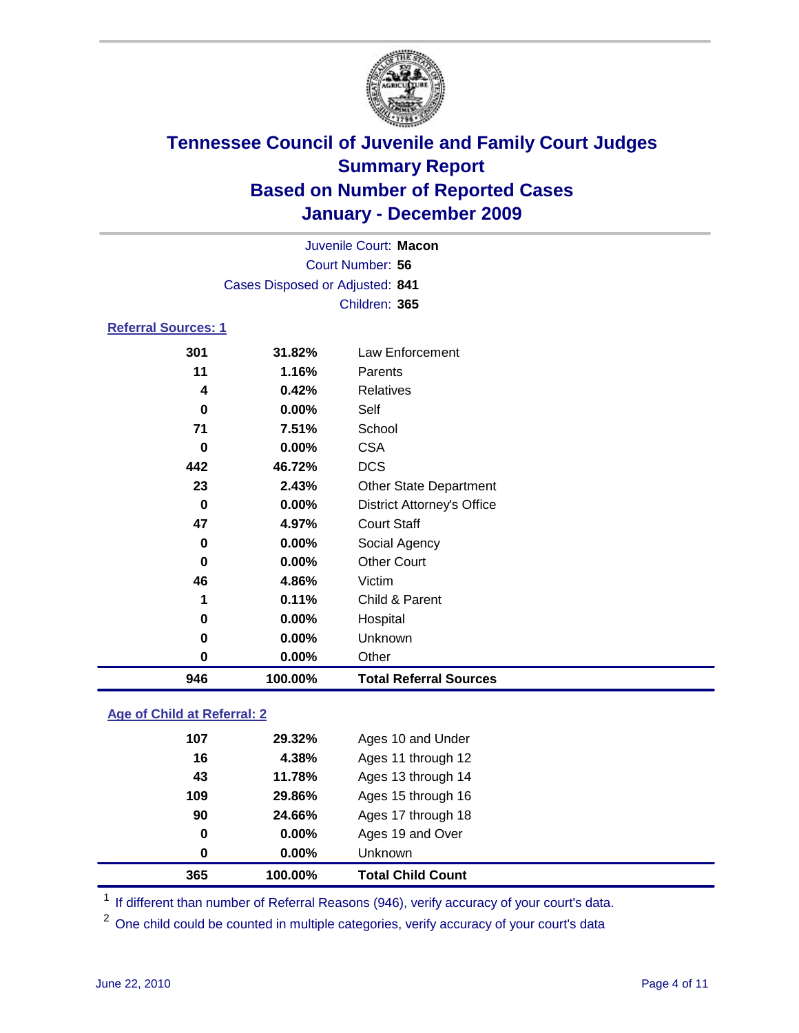# Tennessee Council of Juvenile and Family Court Judges
## Summary Report
## Based on Number of Reported Cases
## January - December 2009

Juvenile Court: **Macon**
Court Number: **56**
Cases Disposed or Adjusted: **841**
Children: **365**

### Referral Sources: 1

| | | |
|---|---|---|
| 301 | 31.82% | Law Enforcement |
| 11 | 1.16% | Parents |
| 4 | 0.42% | Relatives |
| 0 | 0.00% | Self |
| 71 | 7.51% | School |
| 0 | 0.00% | CSA |
| 442 | 46.72% | DCS |
| 23 | 2.43% | Other State Department |
| 0 | 0.00% | District Attorney's Office |
| 47 | 4.97% | Court Staff |
| 0 | 0.00% | Social Agency |
| 0 | 0.00% | Other Court |
| 46 | 4.86% | Victim |
| 1 | 0.11% | Child & Parent |
| 0 | 0.00% | Hospital |
| 0 | 0.00% | Unknown |
| 0 | 0.00% | Other |
| **946** | **100.00%** | **Total Referral Sources** |

### Age of Child at Referral: 2

| | | |
|---|---|---|
| 107 | 29.32% | Ages 10 and Under |
| 16 | 4.38% | Ages 11 through 12 |
| 43 | 11.78% | Ages 13 through 14 |
| 109 | 29.86% | Ages 15 through 16 |
| 90 | 24.66% | Ages 17 through 18 |
| 0 | 0.00% | Ages 19 and Over |
| 0 | 0.00% | Unknown |
| **365** | **100.00%** | **Total Child Count** |

[1] If different than number of Referral Reasons (946), verify accuracy of your court's data.

[2] One child could be counted in multiple categories, verify accuracy of your court's data

June 22, 2010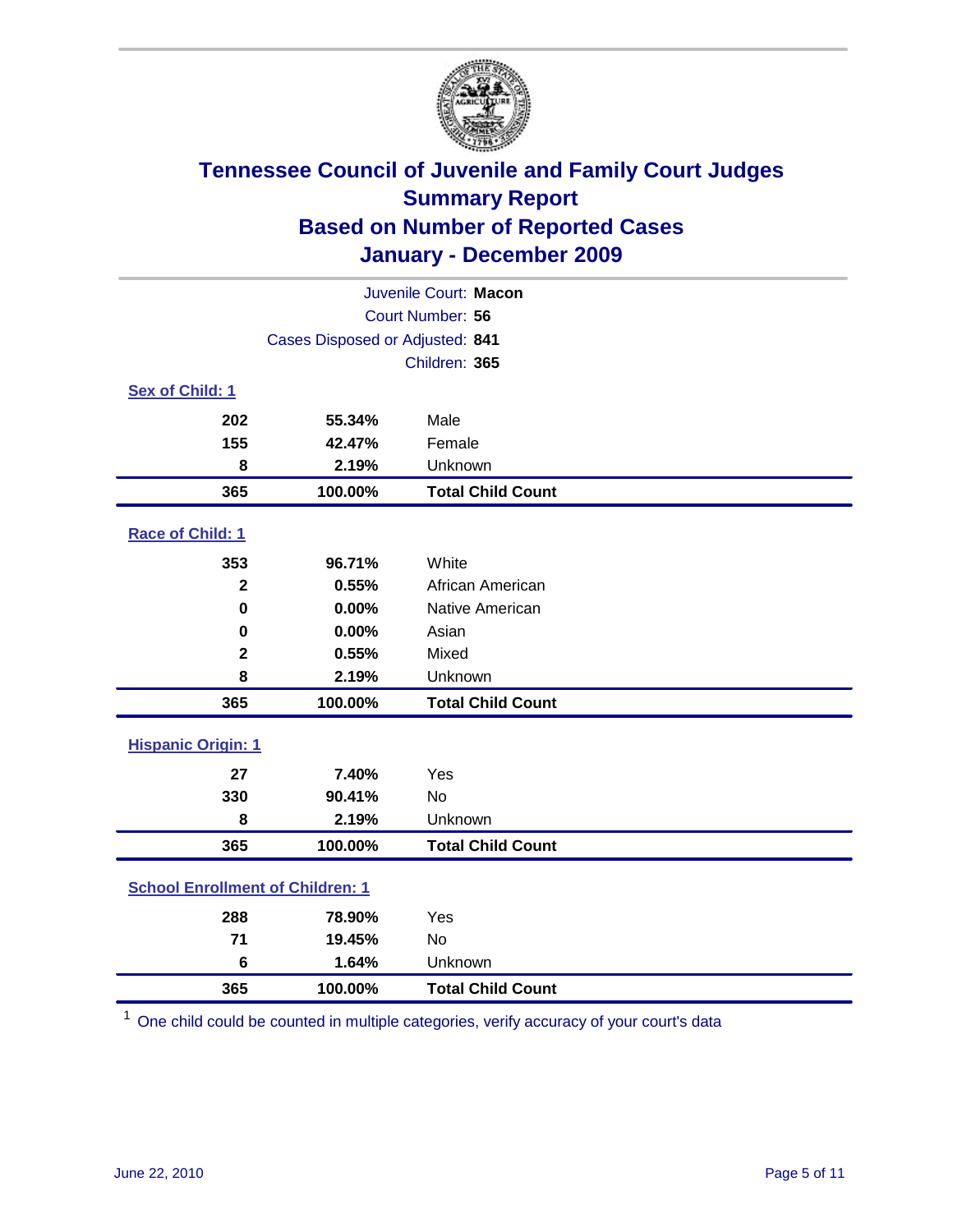# Tennessee Council of Juvenile and Family Court Judges
## Summary Report
## Based on Number of Reported Cases
## January - December 2009

Juvenile Court: **Macon**
Court Number: **56**
Cases Disposed or Adjusted: **841**
Children: **365**

### Sex of Child: 1

| | | |
|---|---|---|
| 202 | 55.34% | Male |
| 155 | 42.47% | Female |
| 8 | 2.19% | Unknown |
| **365** | **100.00%** | **Total Child Count** |

### Race of Child: 1

| | | |
|---|---|---|
| 353 | 96.71% | White |
| 2 | 0.55% | African American |
| 0 | 0.00% | Native American |
| 0 | 0.00% | Asian |
| 2 | 0.55% | Mixed |
| 8 | 2.19% | Unknown |
| **365** | **100.00%** | **Total Child Count** |

### Hispanic Origin: 1

| | | |
|---|---|---|
| 27 | 7.40% | Yes |
| 330 | 90.41% | No |
| 8 | 2.19% | Unknown |
| **365** | **100.00%** | **Total Child Count** |

### School Enrollment of Children: 1

| | | |
|---|---|---|
| 288 | 78.90% | Yes |
| 71 | 19.45% | No |
| 6 | 1.64% | Unknown |
| **365** | **100.00%** | **Total Child Count** |

[1] One child could be counted in multiple categories, verify accuracy of your court's data

June 22, 2010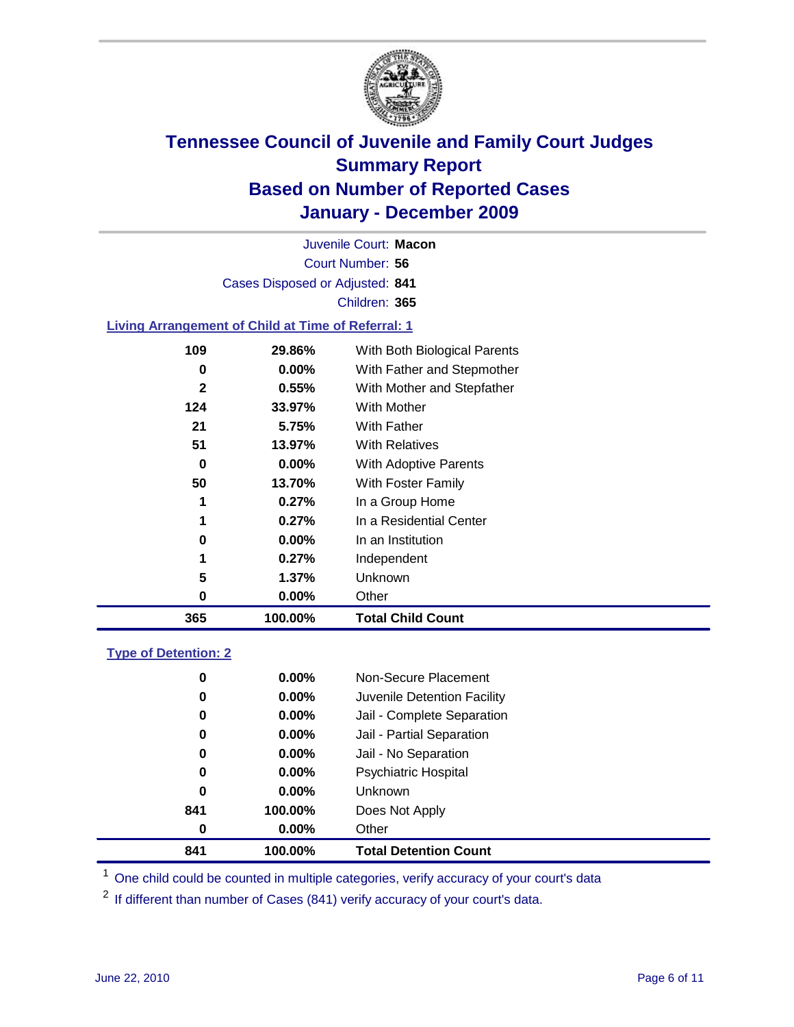# Tennessee Council of Juvenile and Family Court Judges
## Summary Report
## Based on Number of Reported Cases
## January - December 2009

Juvenile Court: **Macon**
Court Number: **56**
Cases Disposed or Adjusted: **841**
Children: **365**

### Living Arrangement of Child at Time of Referral: 1

| | | |
|---|---|---|
| 109 | 29.86% | With Both Biological Parents |
| 0 | 0.00% | With Father and Stepmother |
| 2 | 0.55% | With Mother and Stepfather |
| 124 | 33.97% | With Mother |
| 21 | 5.75% | With Father |
| 51 | 13.97% | With Relatives |
| 0 | 0.00% | With Adoptive Parents |
| 50 | 13.70% | With Foster Family |
| 1 | 0.27% | In a Group Home |
| 1 | 0.27% | In a Residential Center |
| 0 | 0.00% | In an Institution |
| 1 | 0.27% | Independent |
| 5 | 1.37% | Unknown |
| 0 | 0.00% | Other |
| **365** | **100.00%** | **Total Child Count** |

### Type of Detention: 2

| | | |
|---|---|---|
| 0 | 0.00% | Non-Secure Placement |
| 0 | 0.00% | Juvenile Detention Facility |
| 0 | 0.00% | Jail - Complete Separation |
| 0 | 0.00% | Jail - Partial Separation |
| 0 | 0.00% | Jail - No Separation |
| 0 | 0.00% | Psychiatric Hospital |
| 0 | 0.00% | Unknown |
| 841 | 100.00% | Does Not Apply |
| 0 | 0.00% | Other |
| **841** | **100.00%** | **Total Detention Count** |

[1] One child could be counted in multiple categories, verify accuracy of your court's data

[2] If different than number of Cases (841) verify accuracy of your court's data.

June 22, 2010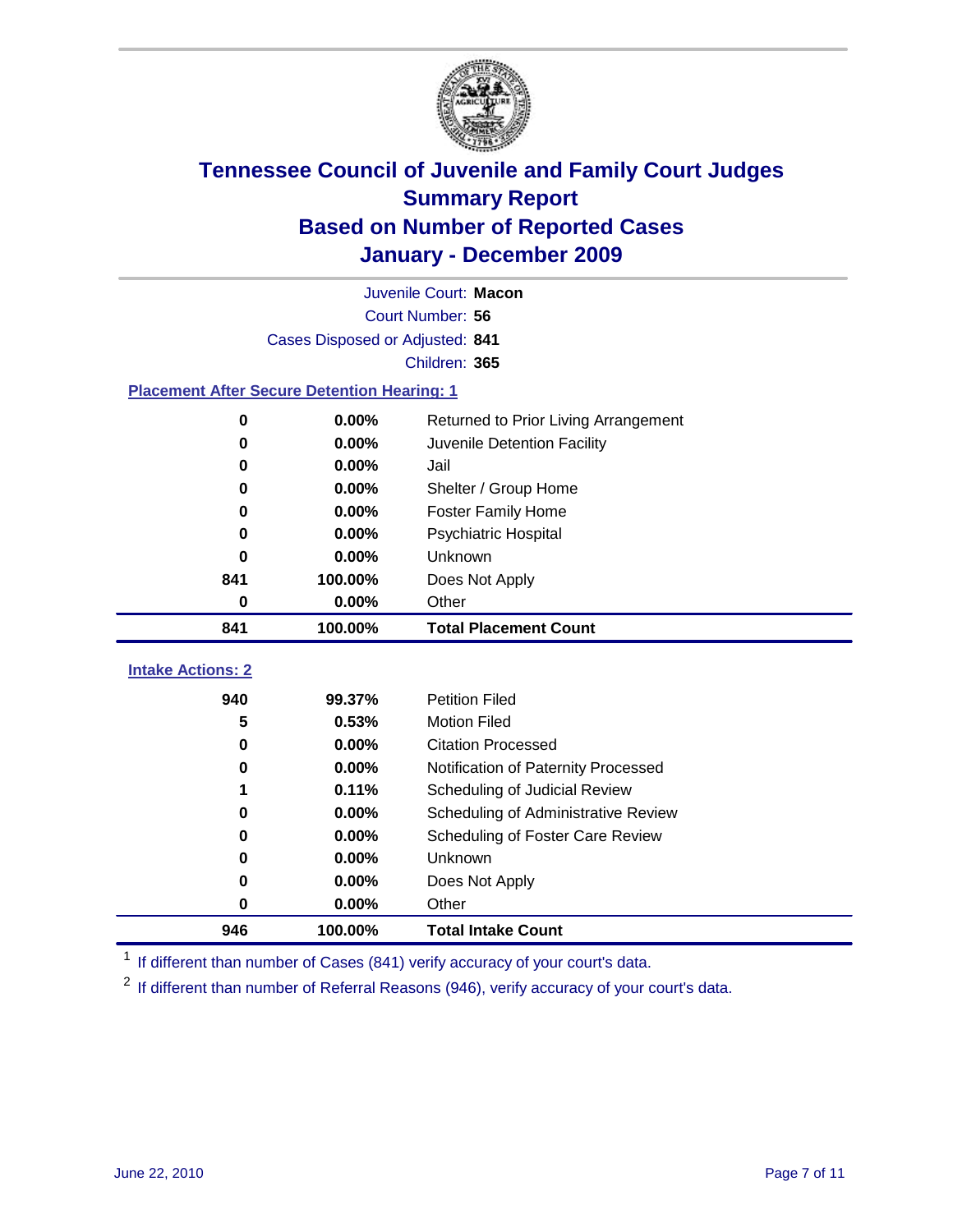# Tennessee Council of Juvenile and Family Court Judges
## Summary Report
## Based on Number of Reported Cases
## January - December 2009

Juvenile Court: **Macon**

Court Number: **56**

Cases Disposed or Adjusted: **841**

Children: **365**

### Placement After Secure Detention Hearing: 1

| Count | Percent | Placement |
|---|---|---|
| 0 | 0.00% | Returned to Prior Living Arrangement |
| 0 | 0.00% | Juvenile Detention Facility |
| 0 | 0.00% | Jail |
| 0 | 0.00% | Shelter / Group Home |
| 0 | 0.00% | Foster Family Home |
| 0 | 0.00% | Psychiatric Hospital |
| 0 | 0.00% | Unknown |
| 841 | 100.00% | Does Not Apply |
| 0 | 0.00% | Other |
| **841** | **100.00%** | **Total Placement Count** |

### Intake Actions: 2

| Count | Percent | Intake Action |
|---|---|---|
| 940 | 99.37% | Petition Filed |
| 5 | 0.53% | Motion Filed |
| 0 | 0.00% | Citation Processed |
| 0 | 0.00% | Notification of Paternity Processed |
| 1 | 0.11% | Scheduling of Judicial Review |
| 0 | 0.00% | Scheduling of Administrative Review |
| 0 | 0.00% | Scheduling of Foster Care Review |
| 0 | 0.00% | Unknown |
| 0 | 0.00% | Does Not Apply |
| 0 | 0.00% | Other |
| **946** | **100.00%** | **Total Intake Count** |

[1] If different than number of Cases (841) verify accuracy of your court's data.

[2] If different than number of Referral Reasons (946), verify accuracy of your court's data.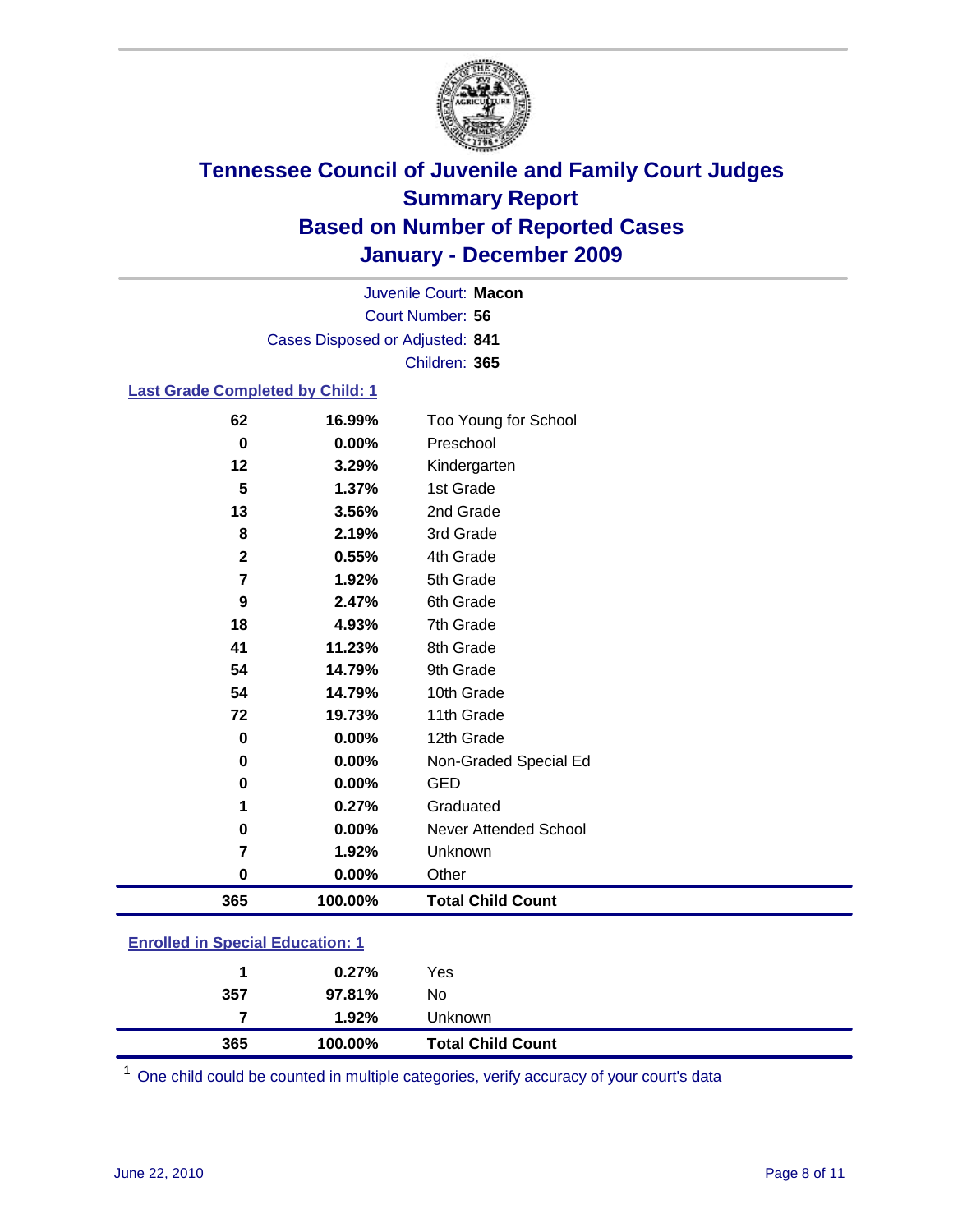# Tennessee Council of Juvenile and Family Court Judges
## Summary Report
## Based on Number of Reported Cases
## January - December 2009

Juvenile Court: **Macon**
Court Number: **56**
Cases Disposed or Adjusted: **841**
Children: **365**

### Last Grade Completed by Child: 1

| Count | Percent | Category |
|---|---|---|
| 62 | 16.99% | Too Young for School |
| 0 | 0.00% | Preschool |
| 12 | 3.29% | Kindergarten |
| 5 | 1.37% | 1st Grade |
| 13 | 3.56% | 2nd Grade |
| 8 | 2.19% | 3rd Grade |
| 2 | 0.55% | 4th Grade |
| 7 | 1.92% | 5th Grade |
| 9 | 2.47% | 6th Grade |
| 18 | 4.93% | 7th Grade |
| 41 | 11.23% | 8th Grade |
| 54 | 14.79% | 9th Grade |
| 54 | 14.79% | 10th Grade |
| 72 | 19.73% | 11th Grade |
| 0 | 0.00% | 12th Grade |
| 0 | 0.00% | Non-Graded Special Ed |
| 0 | 0.00% | GED |
| 1 | 0.27% | Graduated |
| 0 | 0.00% | Never Attended School |
| 7 | 1.92% | Unknown |
| 0 | 0.00% | Other |
| **365** | **100.00%** | **Total Child Count** |

### Enrolled in Special Education: 1

| Count | Percent | Category |
|---|---|---|
| 1 | 0.27% | Yes |
| 357 | 97.81% | No |
| 7 | 1.92% | Unknown |
| **365** | **100.00%** | **Total Child Count** |

[1] One child could be counted in multiple categories, verify accuracy of your court's data

June 22, 2010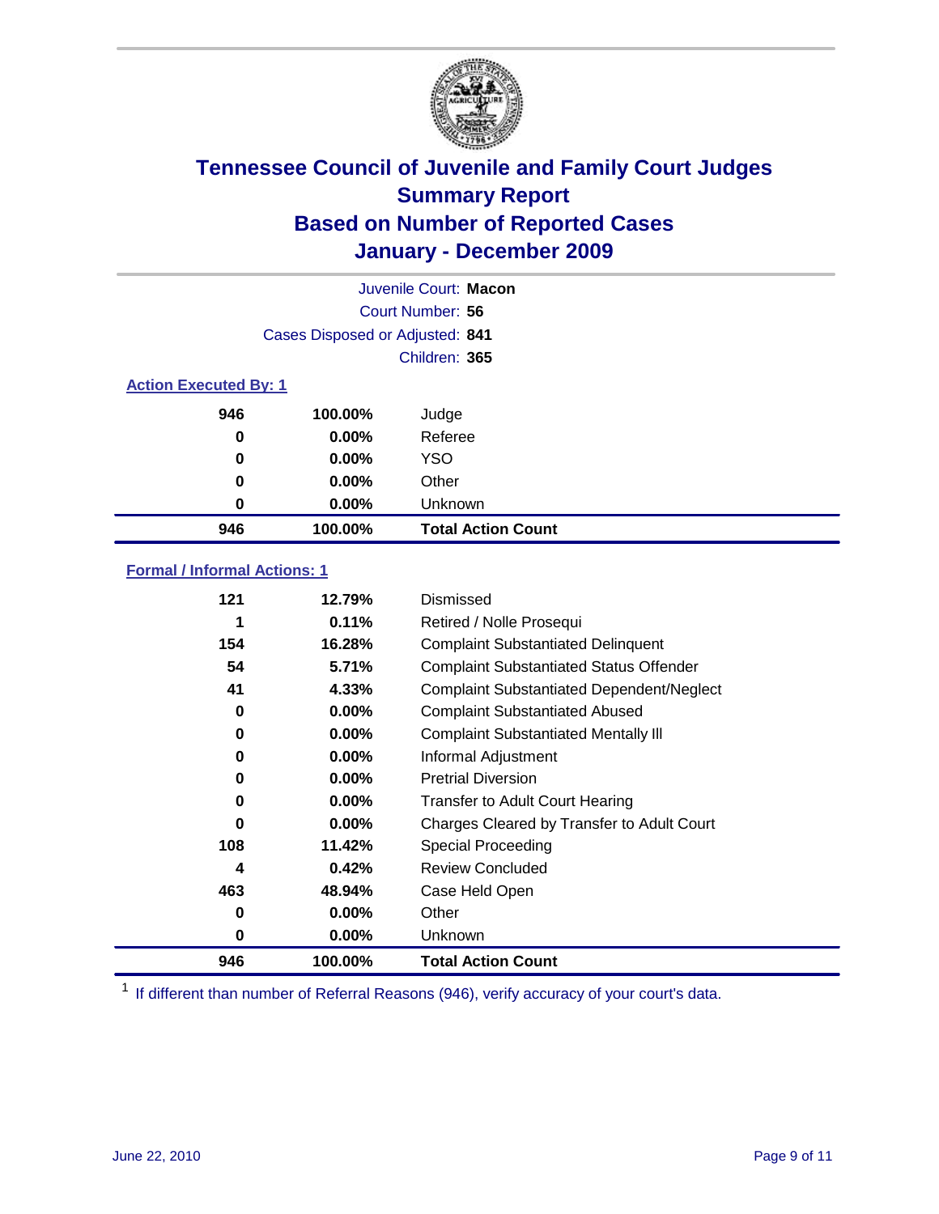# Tennessee Council of Juvenile and Family Court Judges
## Summary Report
## Based on Number of Reported Cases
## January - December 2009

Juvenile Court: **Macon**

Court Number: **56**

Cases Disposed or Adjusted: **841**

Children: **365**

### Action Executed By: 1

| | | |
|---|---|---|
| 946 | 100.00% | Judge |
| 0 | 0.00% | Referee |
| 0 | 0.00% | YSO |
| 0 | 0.00% | Other |
| 0 | 0.00% | Unknown |
| **946** | **100.00%** | **Total Action Count** |

### Formal / Informal Actions: 1

| | | |
|---|---|---|
| 121 | 12.79% | Dismissed |
| 1 | 0.11% | Retired / Nolle Prosequi |
| 154 | 16.28% | Complaint Substantiated Delinquent |
| 54 | 5.71% | Complaint Substantiated Status Offender |
| 41 | 4.33% | Complaint Substantiated Dependent/Neglect |
| 0 | 0.00% | Complaint Substantiated Abused |
| 0 | 0.00% | Complaint Substantiated Mentally Ill |
| 0 | 0.00% | Informal Adjustment |
| 0 | 0.00% | Pretrial Diversion |
| 0 | 0.00% | Transfer to Adult Court Hearing |
| 0 | 0.00% | Charges Cleared by Transfer to Adult Court |
| 108 | 11.42% | Special Proceeding |
| 4 | 0.42% | Review Concluded |
| 463 | 48.94% | Case Held Open |
| 0 | 0.00% | Other |
| 0 | 0.00% | Unknown |
| **946** | **100.00%** | **Total Action Count** |

[1] If different than number of Referral Reasons (946), verify accuracy of your court's data.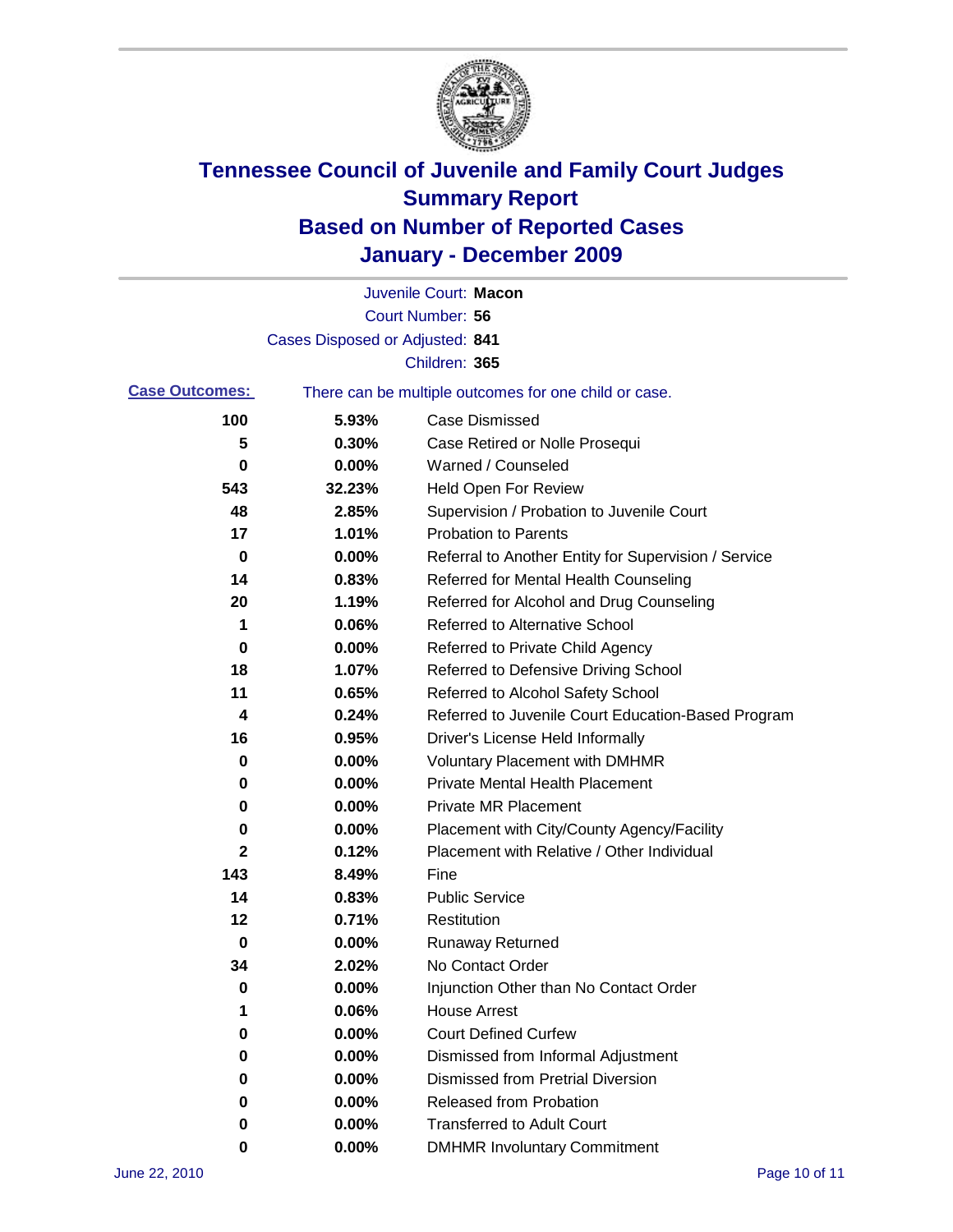# Tennessee Council of Juvenile and Family Court Judges
# Summary Report
# Based on Number of Reported Cases
# January - December 2009

Juvenile Court: **Macon**

Court Number: **56**

Cases Disposed or Adjusted: **841**

Children: **365**

**Case Outcomes:** There can be multiple outcomes for one child or case.

| | | |
|---|---|---|
| 100 | 5.93% | Case Dismissed |
| 5 | 0.30% | Case Retired or Nolle Prosequi |
| 0 | 0.00% | Warned / Counseled |
| 543 | 32.23% | Held Open For Review |
| 48 | 2.85% | Supervision / Probation to Juvenile Court |
| 17 | 1.01% | Probation to Parents |
| 0 | 0.00% | Referral to Another Entity for Supervision / Service |
| 14 | 0.83% | Referred for Mental Health Counseling |
| 20 | 1.19% | Referred for Alcohol and Drug Counseling |
| 1 | 0.06% | Referred to Alternative School |
| 0 | 0.00% | Referred to Private Child Agency |
| 18 | 1.07% | Referred to Defensive Driving School |
| 11 | 0.65% | Referred to Alcohol Safety School |
| 4 | 0.24% | Referred to Juvenile Court Education-Based Program |
| 16 | 0.95% | Driver's License Held Informally |
| 0 | 0.00% | Voluntary Placement with DMHMR |
| 0 | 0.00% | Private Mental Health Placement |
| 0 | 0.00% | Private MR Placement |
| 0 | 0.00% | Placement with City/County Agency/Facility |
| 2 | 0.12% | Placement with Relative / Other Individual |
| 143 | 8.49% | Fine |
| 14 | 0.83% | Public Service |
| 12 | 0.71% | Restitution |
| 0 | 0.00% | Runaway Returned |
| 34 | 2.02% | No Contact Order |
| 0 | 0.00% | Injunction Other than No Contact Order |
| 1 | 0.06% | House Arrest |
| 0 | 0.00% | Court Defined Curfew |
| 0 | 0.00% | Dismissed from Informal Adjustment |
| 0 | 0.00% | Dismissed from Pretrial Diversion |
| 0 | 0.00% | Released from Probation |
| 0 | 0.00% | Transferred to Adult Court |
| 0 | 0.00% | DMHMR Involuntary Commitment |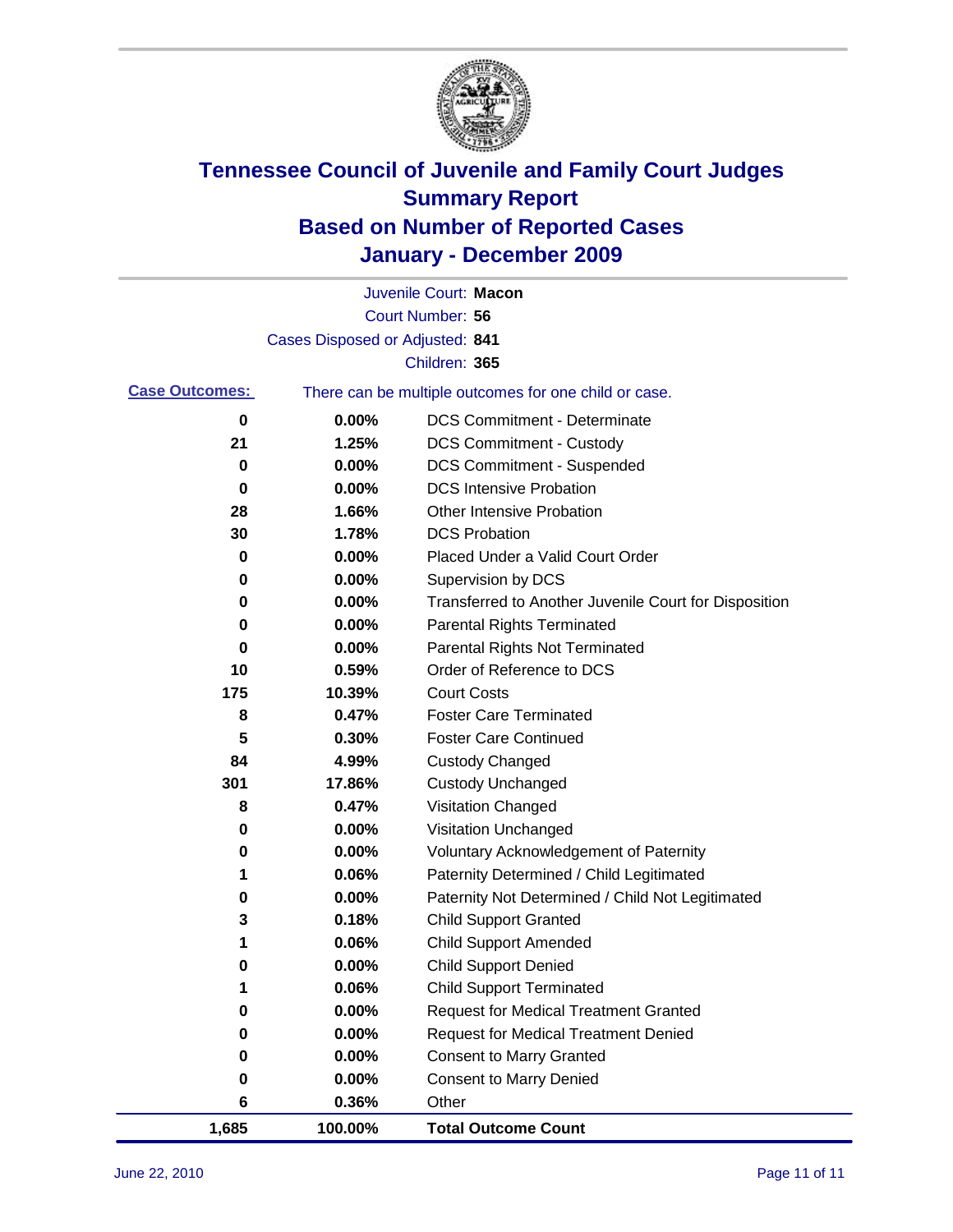# Tennessee Council of Juvenile and Family Court Judges
## Summary Report
## Based on Number of Reported Cases
## January - December 2009

Juvenile Court: **Macon**

Court Number: **56**

Cases Disposed or Adjusted: **841**

Children: **365**

**Case Outcomes:** There can be multiple outcomes for one child or case.

| | | |
|---|---|---|
| 0 | 0.00% | DCS Commitment - Determinate |
| 21 | 1.25% | DCS Commitment - Custody |
| 0 | 0.00% | DCS Commitment - Suspended |
| 0 | 0.00% | DCS Intensive Probation |
| 28 | 1.66% | Other Intensive Probation |
| 30 | 1.78% | DCS Probation |
| 0 | 0.00% | Placed Under a Valid Court Order |
| 0 | 0.00% | Supervision by DCS |
| 0 | 0.00% | Transferred to Another Juvenile Court for Disposition |
| 0 | 0.00% | Parental Rights Terminated |
| 0 | 0.00% | Parental Rights Not Terminated |
| 10 | 0.59% | Order of Reference to DCS |
| 175 | 10.39% | Court Costs |
| 8 | 0.47% | Foster Care Terminated |
| 5 | 0.30% | Foster Care Continued |
| 84 | 4.99% | Custody Changed |
| 301 | 17.86% | Custody Unchanged |
| 8 | 0.47% | Visitation Changed |
| 0 | 0.00% | Visitation Unchanged |
| 0 | 0.00% | Voluntary Acknowledgement of Paternity |
| 1 | 0.06% | Paternity Determined / Child Legitimated |
| 0 | 0.00% | Paternity Not Determined / Child Not Legitimated |
| 3 | 0.18% | Child Support Granted |
| 1 | 0.06% | Child Support Amended |
| 0 | 0.00% | Child Support Denied |
| 1 | 0.06% | Child Support Terminated |
| 0 | 0.00% | Request for Medical Treatment Granted |
| 0 | 0.00% | Request for Medical Treatment Denied |
| 0 | 0.00% | Consent to Marry Granted |
| 0 | 0.00% | Consent to Marry Denied |
| 6 | 0.36% | Other |
| **1,685** | **100.00%** | **Total Outcome Count** |